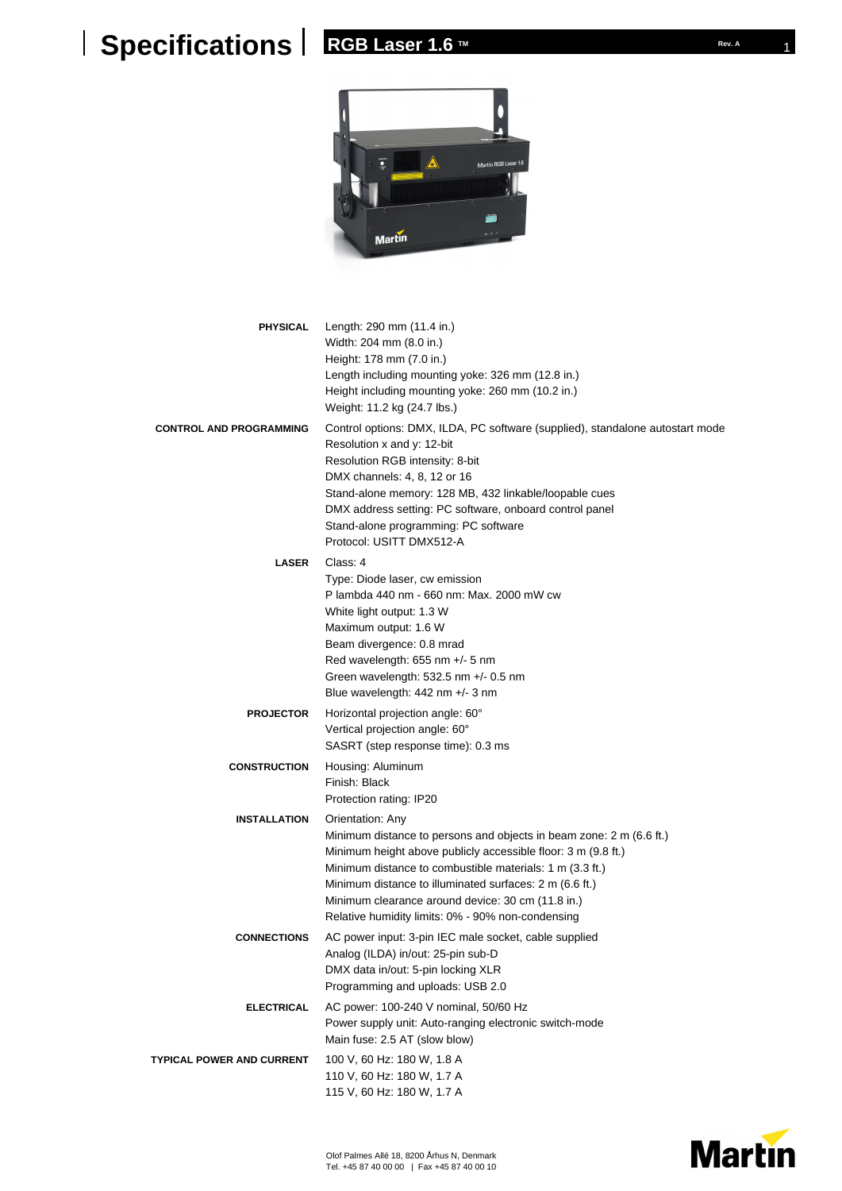# Specifications

## RGB Laser 1.6 ™

Rev. A

| | |
|---|---|
| **PHYSICAL** | Length: 290 mm (11.4 in.)<br>Width: 204 mm (8.0 in.)<br>Height: 178 mm (7.0 in.)<br>Length including mounting yoke: 326 mm (12.8 in.)<br>Height including mounting yoke: 260 mm (10.2 in.)<br>Weight: 11.2 kg (24.7 lbs.) |
| **CONTROL AND PROGRAMMING** | Control options: DMX, ILDA, PC software (supplied), standalone autostart mode<br>Resolution x and y: 12-bit<br>Resolution RGB intensity: 8-bit<br>DMX channels: 4, 8, 12 or 16<br>Stand-alone memory: 128 MB, 432 linkable/loopable cues<br>DMX address setting: PC software, onboard control panel<br>Stand-alone programming: PC software<br>Protocol: USITT DMX512-A |
| **LASER** | Class: 4<br>Type: Diode laser, cw emission<br>P lambda 440 nm - 660 nm: Max. 2000 mW cw<br>White light output: 1.3 W<br>Maximum output: 1.6 W<br>Beam divergence: 0.8 mrad<br>Red wavelength: 655 nm +/- 5 nm<br>Green wavelength: 532.5 nm +/- 0.5 nm<br>Blue wavelength: 442 nm +/- 3 nm |
| **PROJECTOR** | Horizontal projection angle: 60°<br>Vertical projection angle: 60°<br>SASRT (step response time): 0.3 ms |
| **CONSTRUCTION** | Housing: Aluminum<br>Finish: Black<br>Protection rating: IP20 |
| **INSTALLATION** | Orientation: Any<br>Minimum distance to persons and objects in beam zone: 2 m (6.6 ft.)<br>Minimum height above publicly accessible floor: 3 m (9.8 ft.)<br>Minimum distance to combustible materials: 1 m (3.3 ft.)<br>Minimum distance to illuminated surfaces: 2 m (6.6 ft.)<br>Minimum clearance around device: 30 cm (11.8 in.)<br>Relative humidity limits: 0% - 90% non-condensing |
| **CONNECTIONS** | AC power input: 3-pin IEC male socket, cable supplied<br>Analog (ILDA) in/out: 25-pin sub-D<br>DMX data in/out: 5-pin locking XLR<br>Programming and uploads: USB 2.0 |
| **ELECTRICAL** | AC power: 100-240 V nominal, 50/60 Hz<br>Power supply unit: Auto-ranging electronic switch-mode<br>Main fuse: 2.5 AT (slow blow) |
| **TYPICAL POWER AND CURRENT** | 100 V, 60 Hz: 180 W, 1.8 A<br>110 V, 60 Hz: 180 W, 1.7 A<br>115 V, 60 Hz: 180 W, 1.7 A |

Olof Palmes Allé 18, 8200 Århus N, Denmark
Tel. +45 87 40 00 00 | Fax +45 87 40 00 10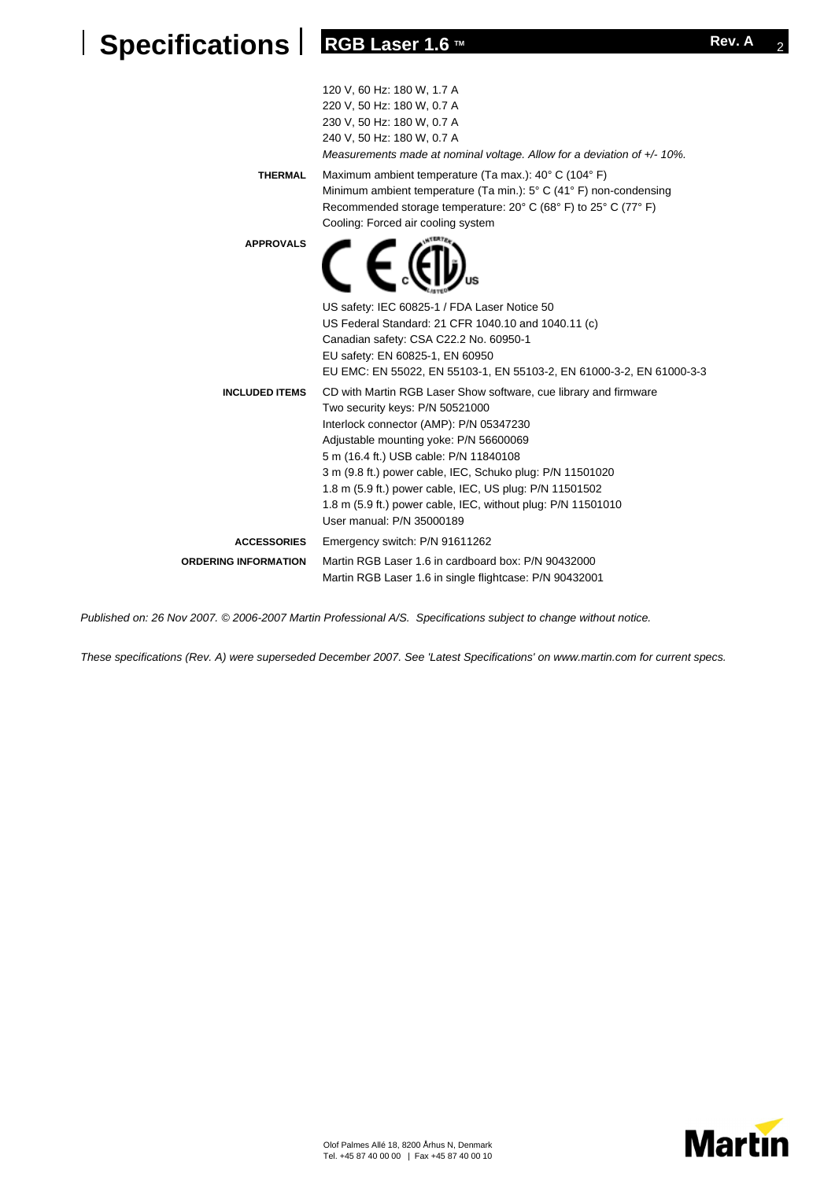| | |
|---|---|
| | 120 V, 60 Hz: 180 W, 1.7 A<br>220 V, 50 Hz: 180 W, 0.7 A<br>230 V, 50 Hz: 180 W, 0.7 A<br>240 V, 50 Hz: 180 W, 0.7 A<br>*Measurements made at nominal voltage. Allow for a deviation of +/- 10%.* |
| **THERMAL** | Maximum ambient temperature (Ta max.): 40° C (104° F)<br>Minimum ambient temperature (Ta min.): 5° C (41° F) non-condensing<br>Recommended storage temperature: 20° C (68° F) to 25° C (77° F)<br>Cooling: Forced air cooling system |
| **APPROVALS** | CE, cETLus<br>US safety: IEC 60825-1 / FDA Laser Notice 50<br>US Federal Standard: 21 CFR 1040.10 and 1040.11 (c)<br>Canadian safety: CSA C22.2 No. 60950-1<br>EU safety: EN 60825-1, EN 60950<br>EU EMC: EN 55022, EN 55103-1, EN 55103-2, EN 61000-3-2, EN 61000-3-3 |
| **INCLUDED ITEMS** | CD with Martin RGB Laser Show software, cue library and firmware<br>Two security keys: P/N 50521000<br>Interlock connector (AMP): P/N 05347230<br>Adjustable mounting yoke: P/N 56600069<br>5 m (16.4 ft.) USB cable: P/N 11840108<br>3 m (9.8 ft.) power cable, IEC, Schuko plug: P/N 11501020<br>1.8 m (5.9 ft.) power cable, IEC, US plug: P/N 11501502<br>1.8 m (5.9 ft.) power cable, IEC, without plug: P/N 11501010<br>User manual: P/N 35000189 |
| **ACCESSORIES** | Emergency switch: P/N 91611262 |
| **ORDERING INFORMATION** | Martin RGB Laser 1.6 in cardboard box: P/N 90432000<br>Martin RGB Laser 1.6 in single flightcase: P/N 90432001 |

*Published on: 26 Nov 2007. © 2006-2007 Martin Professional A/S. Specifications subject to change without notice.*

*These specifications (Rev. A) were superseded December 2007. See 'Latest Specifications' on www.martin.com for current specs.*

Olof Palmes Allé 18, 8200 Århus N, Denmark
Tel. +45 87 40 00 00 | Fax +45 87 40 00 10